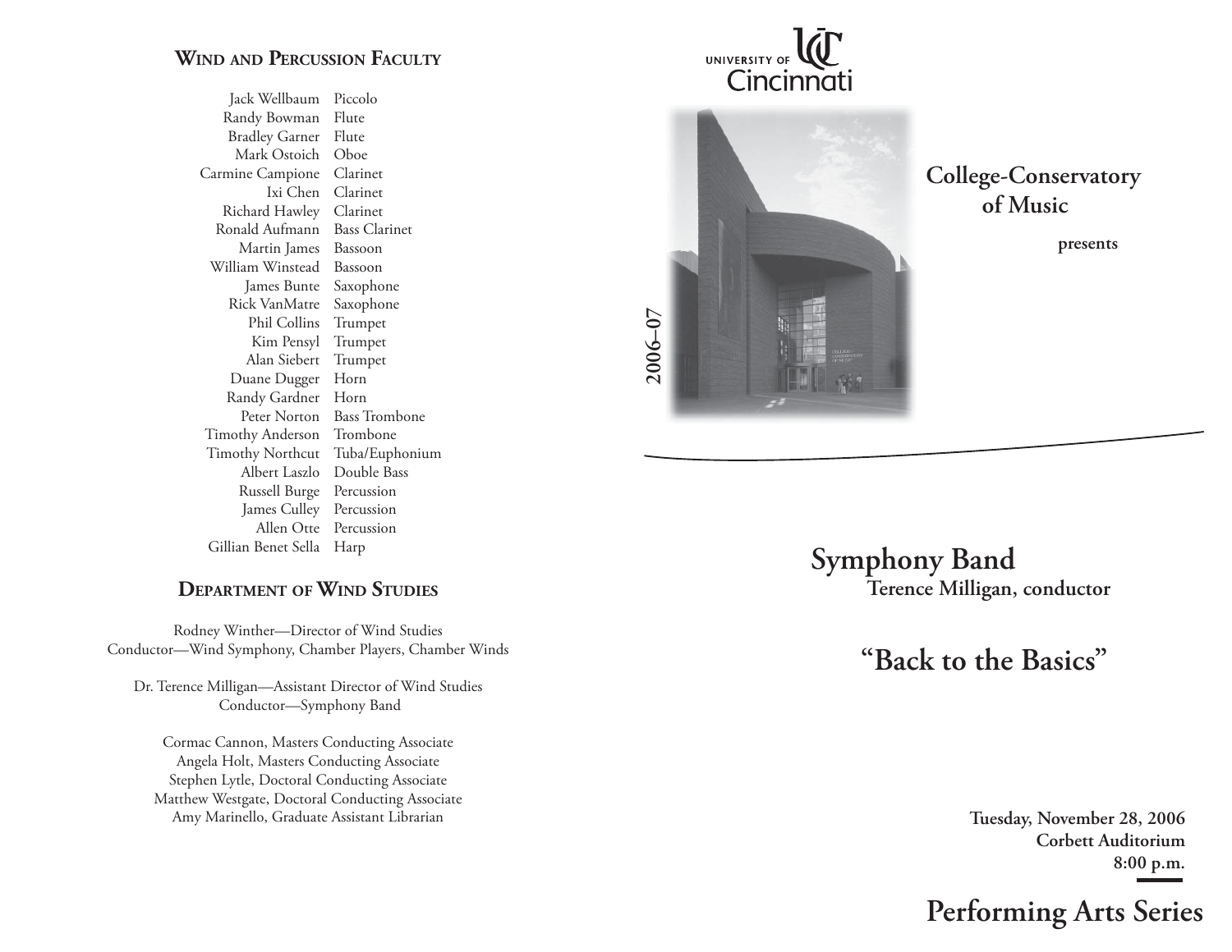## Wind and Percussion Faculty

| | |
|---|---|
| Jack Wellbaum | Piccolo |
| Randy Bowman | Flute |
| Bradley Garner | Flute |
| Mark Ostoich | Oboe |
| Carmine Campione | Clarinet |
| Ixi Chen | Clarinet |
| Richard Hawley | Clarinet |
| Ronald Aufmann | Bass Clarinet |
| Martin James | Bassoon |
| William Winstead | Bassoon |
| James Bunte | Saxophone |
| Rick VanMatre | Saxophone |
| Phil Collins | Trumpet |
| Kim Pensyl | Trumpet |
| Alan Siebert | Trumpet |
| Duane Dugger | Horn |
| Randy Gardner | Horn |
| Peter Norton | Bass Trombone |
| Timothy Anderson | Trombone |
| Timothy Northcut | Tuba/Euphonium |
| Albert Laszlo | Double Bass |
| Russell Burge | Percussion |
| James Culley | Percussion |
| Allen Otte | Percussion |
| Gillian Benet Sella | Harp |

## Department of Wind Studies

Rodney Winther—Director of Wind Studies
Conductor—Wind Symphony, Chamber Players, Chamber Winds

Dr. Terence Milligan—Assistant Director of Wind Studies
Conductor—Symphony Band

Cormac Cannon, Masters Conducting Associate
Angela Holt, Masters Conducting Associate
Stephen Lytle, Doctoral Conducting Associate
Matthew Westgate, Doctoral Conducting Associate
Amy Marinello, Graduate Assistant Librarian

University of Cincinnati

2006–07

**College-Conservatory of Music**

**presents**

# Symphony Band

**Terence Milligan, conductor**

## "Back to the Basics"

**Tuesday, November 28, 2006**
**Corbett Auditorium**
**8:00 p.m.**

## Performing Arts Series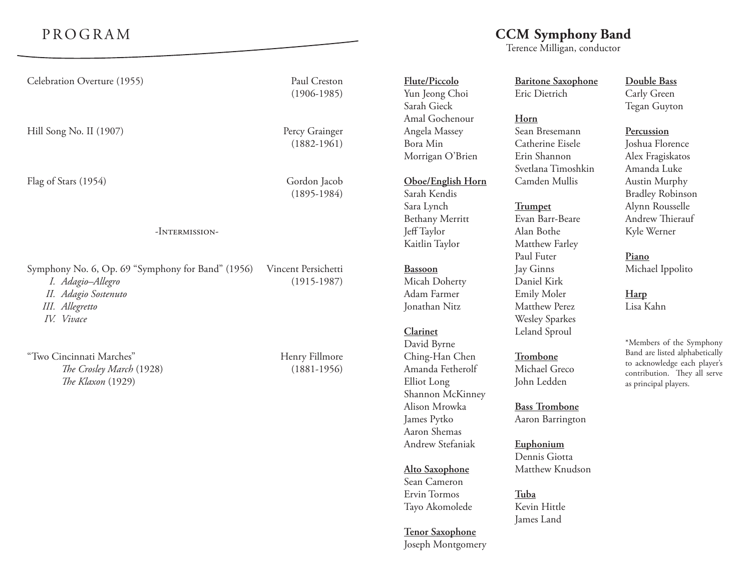# PROGRAM

Celebration Overture (1955) — Paul Creston (1906-1985)

Hill Song No. II (1907) — Percy Grainger (1882-1961)

Flag of Stars (1954) — Gordon Jacob (1895-1984)

-Intermission-

Symphony No. 6, Op. 69 "Symphony for Band" (1956) — Vincent Persichetti (1915-1987)

- *I. Adagio–Allegro*
- *II. Adagio Sostenuto*
- *III. Allegretto*
- *IV. Vivace*

"Two Cincinnati Marches" — Henry Fillmore (1881-1956)

- *The Crosley March* (1928)
- *The Klaxon* (1929)

# CCM Symphony Band

Terence Milligan, conductor

**Flute/Piccolo**
Yun Jeong Choi
Sarah Gieck
Amal Gochenour
Angela Massey
Bora Min
Morrigan O'Brien

**Oboe/English Horn**
Sarah Kendis
Sara Lynch
Bethany Merritt
Jeff Taylor
Kaitlin Taylor

**Bassoon**
Micah Doherty
Adam Farmer
Jonathan Nitz

**Clarinet**
David Byrne
Ching-Han Chen
Amanda Fetherolf
Elliot Long
Shannon McKinney
Alison Mrowka
James Pytko
Aaron Shemas
Andrew Stefaniak

**Alto Saxophone**
Sean Cameron
Ervin Tormos
Tayo Akomolede

**Tenor Saxophone**
Joseph Montgomery

**Baritone Saxophone**
Eric Dietrich

**Horn**
Sean Bresemann
Catherine Eisele
Erin Shannon
Svetlana Timoshkin
Camden Mullis

**Trumpet**
Evan Barr-Beare
Alan Bothe
Matthew Farley
Paul Futer
Jay Ginns
Daniel Kirk
Emily Moler
Matthew Perez
Wesley Sparkes
Leland Sproul

**Trombone**
Michael Greco
John Ledden

**Bass Trombone**
Aaron Barrington

**Euphonium**
Dennis Giotta
Matthew Knudson

**Tuba**
Kevin Hittle
James Land

**Double Bass**
Carly Green
Tegan Guyton

**Percussion**
Joshua Florence
Alex Fragiskatos
Amanda Luke
Austin Murphy
Bradley Robinson
Alynn Rousselle
Andrew Thierauf
Kyle Werner

**Piano**
Michael Ippolito

**Harp**
Lisa Kahn

*Members of the Symphony Band are listed alphabetically to acknowledge each player's contribution. They all serve as principal players.